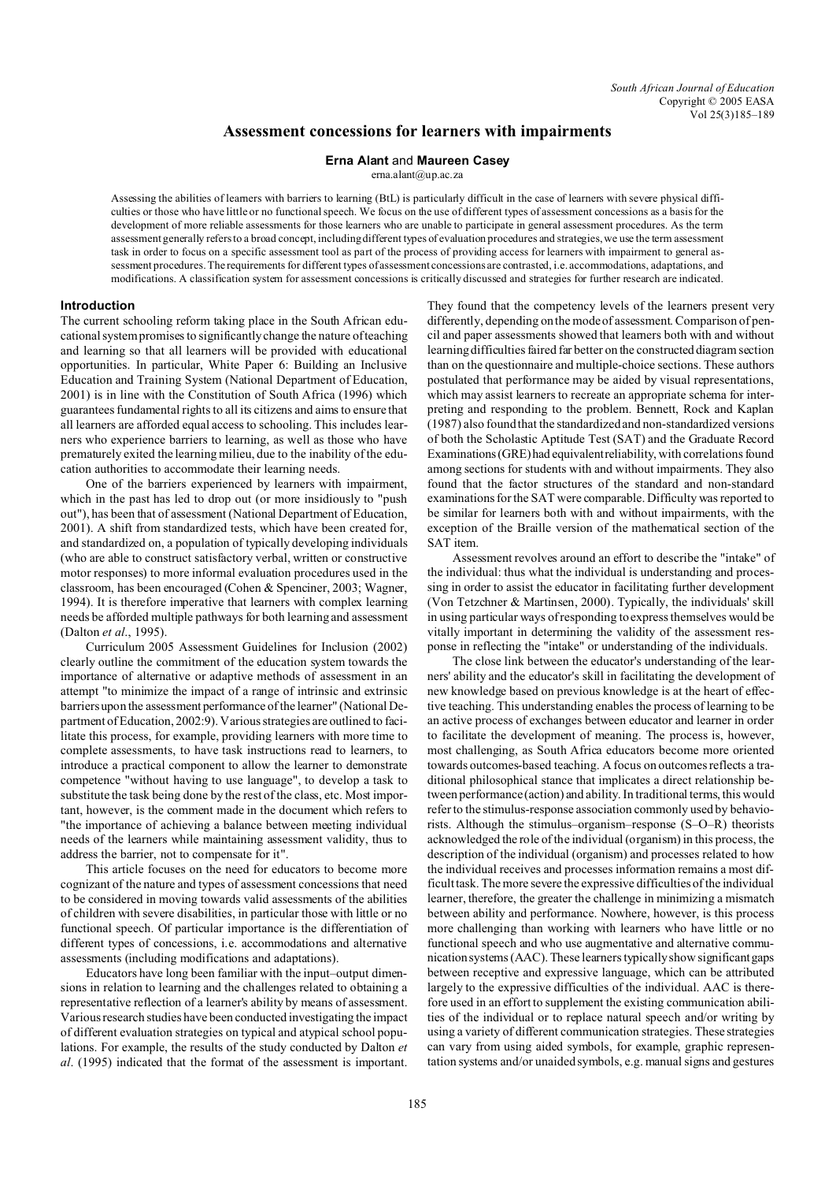# Assessment concessions for learners with impairments

**Erna Alant** and **Maureen Casey**

erna.alant@up.ac.za

Assessing the abilities of learners with barriers to learning (BtL) is particularly difficult in the case of learners with severe physical difficulties or those who have little or no functional speech. We focus on the use of different types of assessment concessions as a basis for the development of more reliable assessments for those learners who are unable to participate in general assessment procedures. As the term assessment generally refers to a broad concept, including different types of evaluation procedures and strategies, we use the term assessment task in order to focus on a specific assessment tool as part of the process of providing access for learners with impairment to general assessment procedures. The requirements for different types of assessment concessions are contrasted, i.e. accommodations, adaptations, and modifications. A classification system for assessment concessions is critically discussed and strategies for further research are indicated.

## Introduction

The current schooling reform taking place in the South African educational system promises to significantly change the nature of teaching and learning so that all learners will be provided with educational opportunities. In particular, White Paper 6: Building an Inclusive Education and Training System (National Department of Education, 2001) is in line with the Constitution of South Africa (1996) which guarantees fundamental rights to all its citizens and aims to ensure that all learners are afforded equal access to schooling. This includes learners who experience barriers to learning, as well as those who have prematurely exited the learning milieu, due to the inability of the education authorities to accommodate their learning needs.

One of the barriers experienced by learners with impairment, which in the past has led to drop out (or more insidiously to "push out"), has been that of assessment (National Department of Education, 2001). A shift from standardized tests, which have been created for, and standardized on, a population of typically developing individuals (who are able to construct satisfactory verbal, written or constructive motor responses) to more informal evaluation procedures used in the classroom, has been encouraged (Cohen & Spenciner, 2003; Wagner, 1994). It is therefore imperative that learners with complex learning needs be afforded multiple pathways for both learning and assessment (Dalton *et al*., 1995).

Curriculum 2005 Assessment Guidelines for Inclusion (2002) clearly outline the commitment of the education system towards the importance of alternative or adaptive methods of assessment in an attempt "to minimize the impact of a range of intrinsic and extrinsic barriers upon the assessment performance of the learner" (National Department of Education, 2002:9). Various strategies are outlined to facilitate this process, for example, providing learners with more time to complete assessments, to have task instructions read to learners, to introduce a practical component to allow the learner to demonstrate competence "without having to use language", to develop a task to substitute the task being done by the rest of the class, etc. Most important, however, is the comment made in the document which refers to "the importance of achieving a balance between meeting individual needs of the learners while maintaining assessment validity, thus to address the barrier, not to compensate for it".

This article focuses on the need for educators to become more cognizant of the nature and types of assessment concessions that need to be considered in moving towards valid assessments of the abilities of children with severe disabilities, in particular those with little or no functional speech. Of particular importance is the differentiation of different types of concessions, i.e. accommodations and alternative assessments (including modifications and adaptations).

Educators have long been familiar with the input–output dimensions in relation to learning and the challenges related to obtaining a representative reflection of a learner's ability by means of assessment. Various research studies have been conducted investigating the impact of different evaluation strategies on typical and atypical school populations. For example, the results of the study conducted by Dalton *et al*. (1995) indicated that the format of the assessment is important. They found that the competency levels of the learners present very differently, depending on the mode of assessment. Comparison of pencil and paper assessments showed that learners both with and without learning difficulties faired far better on the constructed diagram section than on the questionnaire and multiple-choice sections. These authors postulated that performance may be aided by visual representations, which may assist learners to recreate an appropriate schema for interpreting and responding to the problem. Bennett, Rock and Kaplan (1987) also found that the standardized and non-standardized versions of both the Scholastic Aptitude Test (SAT) and the Graduate Record Examinations (GRE) had equivalent reliability, with correlations found among sections for students with and without impairments. They also found that the factor structures of the standard and non-standard examinations for the SAT were comparable. Difficulty was reported to be similar for learners both with and without impairments, with the exception of the Braille version of the mathematical section of the SAT item.

Assessment revolves around an effort to describe the "intake" of the individual: thus what the individual is understanding and processing in order to assist the educator in facilitating further development (Von Tetzchner & Martinsen, 2000). Typically, the individuals' skill in using particular ways of responding to express themselves would be vitally important in determining the validity of the assessment response in reflecting the "intake" or understanding of the individuals.

The close link between the educator's understanding of the learners' ability and the educator's skill in facilitating the development of new knowledge based on previous knowledge is at the heart of effective teaching. This understanding enables the process of learning to be an active process of exchanges between educator and learner in order to facilitate the development of meaning. The process is, however, most challenging, as South Africa educators become more oriented towards outcomes-based teaching. A focus on outcomes reflects a traditional philosophical stance that implicates a direct relationship between performance (action) and ability. In traditional terms, this would refer to the stimulus-response association commonly used by behaviorists. Although the stimulus–organism–response (S–O–R) theorists acknowledged the role of the individual (organism) in this process, the description of the individual (organism) and processes related to how the individual receives and processes information remains a most difficult task. The more severe the expressive difficulties of the individual learner, therefore, the greater the challenge in minimizing a mismatch between ability and performance. Nowhere, however, is this process more challenging than working with learners who have little or no functional speech and who use augmentative and alternative communication systems (AAC). These learners typically show significant gaps between receptive and expressive language, which can be attributed largely to the expressive difficulties of the individual. AAC is therefore used in an effort to supplement the existing communication abilities of the individual or to replace natural speech and/or writing by using a variety of different communication strategies. These strategies can vary from using aided symbols, for example, graphic representation systems and/or unaided symbols, e.g. manual signs and gestures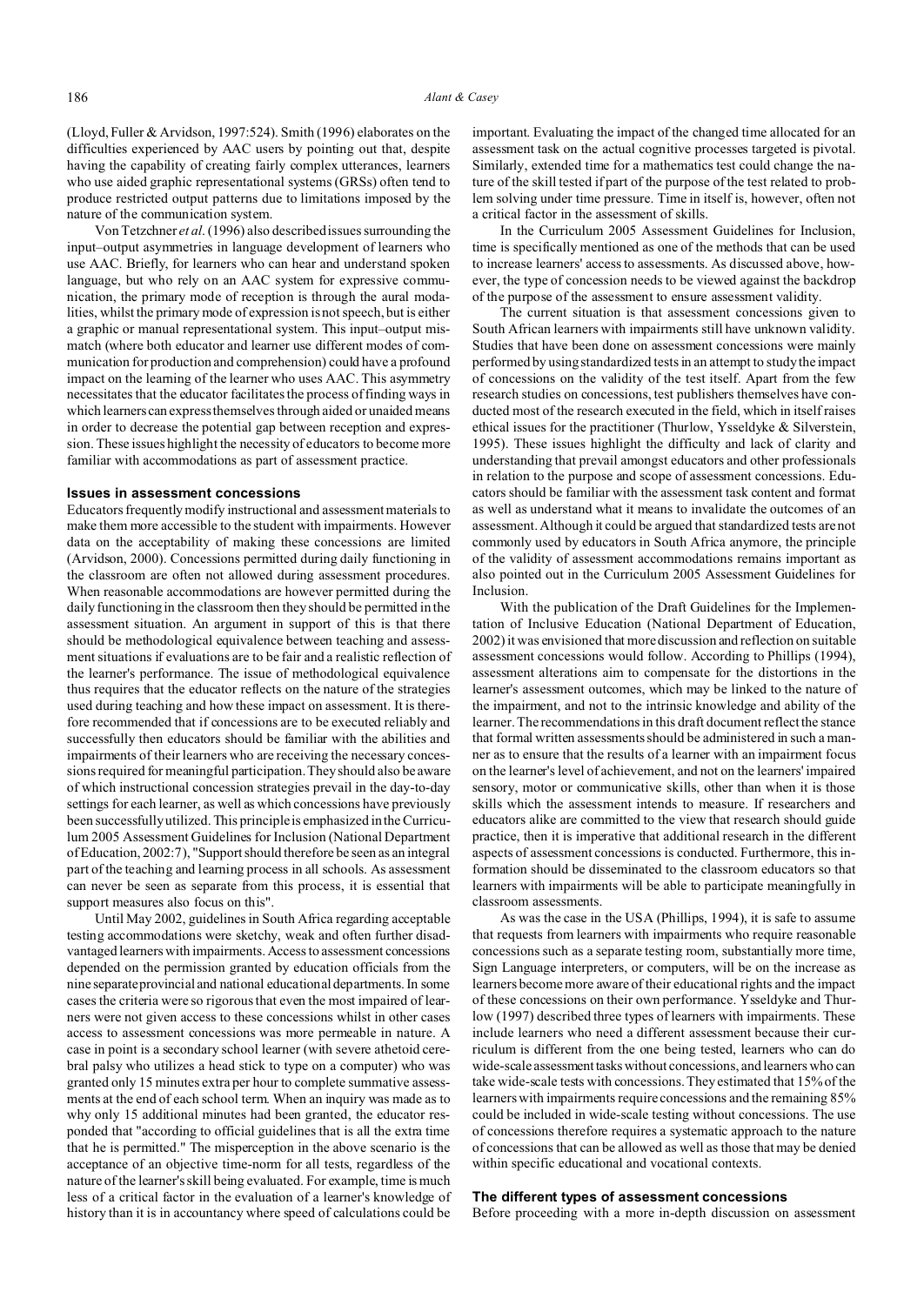(Lloyd, Fuller & Arvidson, 1997:524). Smith (1996) elaborates on the difficulties experienced by AAC users by pointing out that, despite having the capability of creating fairly complex utterances, learners who use aided graphic representational systems (GRSs) often tend to produce restricted output patterns due to limitations imposed by the nature of the communication system.

Von Tetzchner *et al*. (1996) also described issues surrounding the input–output asymmetries in language development of learners who use AAC. Briefly, for learners who can hear and understand spoken language, but who rely on an AAC system for expressive communication, the primary mode of reception is through the aural modalities, whilst the primary mode of expression is not speech, but is either a graphic or manual representational system. This input–output mismatch (where both educator and learner use different modes of communication for production and comprehension) could have a profound impact on the learning of the learner who uses AAC. This asymmetry necessitates that the educator facilitates the process of finding ways in which learners can express themselves through aided or unaided means in order to decrease the potential gap between reception and expression. These issues highlight the necessity of educators to become more familiar with accommodations as part of assessment practice.

## Issues in assessment concessions

Educators frequently modify instructional and assessment materials to make them more accessible to the student with impairments. However data on the acceptability of making these concessions are limited (Arvidson, 2000). Concessions permitted during daily functioning in the classroom are often not allowed during assessment procedures. When reasonable accommodations are however permitted during the daily functioning in the classroom then they should be permitted in the assessment situation. An argument in support of this is that there should be methodological equivalence between teaching and assessment situations if evaluations are to be fair and a realistic reflection of the learner's performance. The issue of methodological equivalence thus requires that the educator reflects on the nature of the strategies used during teaching and how these impact on assessment. It is therefore recommended that if concessions are to be executed reliably and successfully then educators should be familiar with the abilities and impairments of their learners who are receiving the necessary concessions required for meaningful participation. They should also be aware of which instructional concession strategies prevail in the day-to-day settings for each learner, as well as which concessions have previously been successfully utilized. This principle is emphasized in the Curriculum 2005 Assessment Guidelines for Inclusion (National Department of Education, 2002:7), "Support should therefore be seen as an integral part of the teaching and learning process in all schools. As assessment can never be seen as separate from this process, it is essential that support measures also focus on this".

Until May 2002, guidelines in South Africa regarding acceptable testing accommodations were sketchy, weak and often further disadvantaged learners with impairments. Access to assessment concessions depended on the permission granted by education officials from the nine separate provincial and national educational departments. In some cases the criteria were so rigorous that even the most impaired of learners were not given access to these concessions whilst in other cases access to assessment concessions was more permeable in nature. A case in point is a secondary school learner (with severe athetoid cerebral palsy who utilizes a head stick to type on a computer) who was granted only 15 minutes extra per hour to complete summative assessments at the end of each school term. When an inquiry was made as to why only 15 additional minutes had been granted, the educator responded that "according to official guidelines that is all the extra time that he is permitted." The misperception in the above scenario is the acceptance of an objective time-norm for all tests, regardless of the nature of the learner's skill being evaluated. For example, time is much less of a critical factor in the evaluation of a learner's knowledge of history than it is in accountancy where speed of calculations could be important. Evaluating the impact of the changed time allocated for an assessment task on the actual cognitive processes targeted is pivotal. Similarly, extended time for a mathematics test could change the nature of the skill tested if part of the purpose of the test related to problem solving under time pressure. Time in itself is, however, often not a critical factor in the assessment of skills.

In the Curriculum 2005 Assessment Guidelines for Inclusion, time is specifically mentioned as one of the methods that can be used to increase learners' access to assessments. As discussed above, however, the type of concession needs to be viewed against the backdrop of the purpose of the assessment to ensure assessment validity.

The current situation is that assessment concessions given to South African learners with impairments still have unknown validity. Studies that have been done on assessment concessions were mainly performed by using standardized tests in an attempt to study the impact of concessions on the validity of the test itself. Apart from the few research studies on concessions, test publishers themselves have conducted most of the research executed in the field, which in itself raises ethical issues for the practitioner (Thurlow, Ysseldyke & Silverstein, 1995). These issues highlight the difficulty and lack of clarity and understanding that prevail amongst educators and other professionals in relation to the purpose and scope of assessment concessions. Educators should be familiar with the assessment task content and format as well as understand what it means to invalidate the outcomes of an assessment. Although it could be argued that standardized tests are not commonly used by educators in South Africa anymore, the principle of the validity of assessment accommodations remains important as also pointed out in the Curriculum 2005 Assessment Guidelines for Inclusion.

With the publication of the Draft Guidelines for the Implementation of Inclusive Education (National Department of Education, 2002) it was envisioned that more discussion and reflection on suitable assessment concessions would follow. According to Phillips (1994), assessment alterations aim to compensate for the distortions in the learner's assessment outcomes, which may be linked to the nature of the impairment, and not to the intrinsic knowledge and ability of the learner. The recommendations in this draft document reflect the stance that formal written assessments should be administered in such a manner as to ensure that the results of a learner with an impairment focus on the learner's level of achievement, and not on the learners' impaired sensory, motor or communicative skills, other than when it is those skills which the assessment intends to measure. If researchers and educators alike are committed to the view that research should guide practice, then it is imperative that additional research in the different aspects of assessment concessions is conducted. Furthermore, this information should be disseminated to the classroom educators so that learners with impairments will be able to participate meaningfully in classroom assessments.

As was the case in the USA (Phillips, 1994), it is safe to assume that requests from learners with impairments who require reasonable concessions such as a separate testing room, substantially more time, Sign Language interpreters, or computers, will be on the increase as learners become more aware of their educational rights and the impact of these concessions on their own performance. Ysseldyke and Thurlow (1997) described three types of learners with impairments. These include learners who need a different assessment because their curriculum is different from the one being tested, learners who can do wide-scale assessment tasks without concessions, and learners who can take wide-scale tests with concessions. They estimated that 15% of the learners with impairments require concessions and the remaining 85% could be included in wide-scale testing without concessions. The use of concessions therefore requires a systematic approach to the nature of concessions that can be allowed as well as those that may be denied within specific educational and vocational contexts.

## The different types of assessment concessions

Before proceeding with a more in-depth discussion on assessment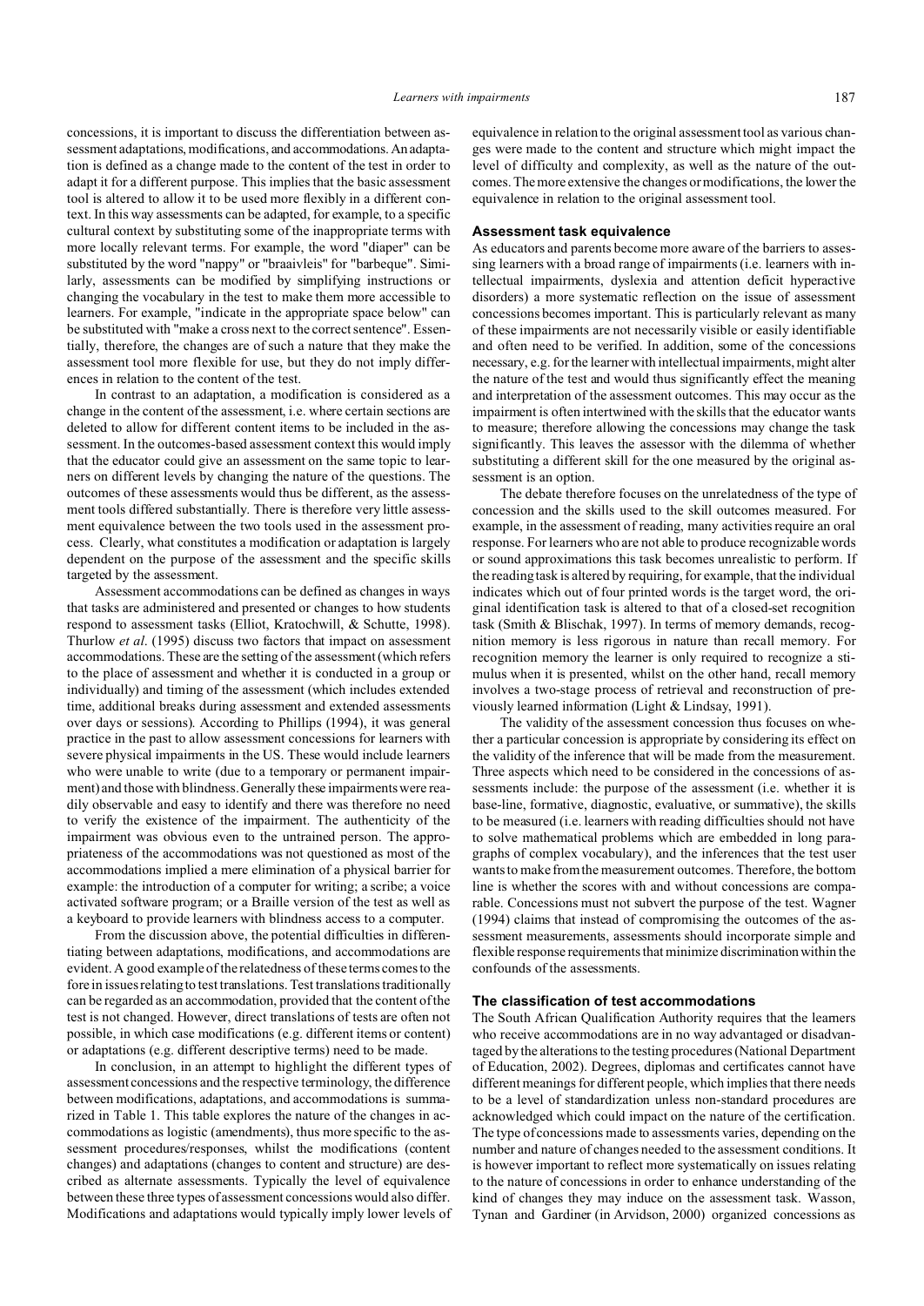concessions, it is important to discuss the differentiation between assessment adaptations, modifications, and accommodations. An adaptation is defined as a change made to the content of the test in order to adapt it for a different purpose. This implies that the basic assessment tool is altered to allow it to be used more flexibly in a different context. In this way assessments can be adapted, for example, to a specific cultural context by substituting some of the inappropriate terms with more locally relevant terms. For example, the word "diaper" can be substituted by the word "nappy" or "braaivleis" for "barbeque". Similarly, assessments can be modified by simplifying instructions or changing the vocabulary in the test to make them more accessible to learners. For example, "indicate in the appropriate space below" can be substituted with "make a cross next to the correct sentence". Essentially, therefore, the changes are of such a nature that they make the assessment tool more flexible for use, but they do not imply differences in relation to the content of the test.

In contrast to an adaptation, a modification is considered as a change in the content of the assessment, i.e. where certain sections are deleted to allow for different content items to be included in the assessment. In the outcomes-based assessment context this would imply that the educator could give an assessment on the same topic to learners on different levels by changing the nature of the questions. The outcomes of these assessments would thus be different, as the assessment tools differed substantially. There is therefore very little assessment equivalence between the two tools used in the assessment process. Clearly, what constitutes a modification or adaptation is largely dependent on the purpose of the assessment and the specific skills targeted by the assessment.

Assessment accommodations can be defined as changes in ways that tasks are administered and presented or changes to how students respond to assessment tasks (Elliot, Kratochwill, & Schutte, 1998). Thurlow *et al*. (1995) discuss two factors that impact on assessment accommodations. These are the setting of the assessment (which refers to the place of assessment and whether it is conducted in a group or individually) and timing of the assessment (which includes extended time, additional breaks during assessment and extended assessments over days or sessions). According to Phillips (1994), it was general practice in the past to allow assessment concessions for learners with severe physical impairments in the US. These would include learners who were unable to write (due to a temporary or permanent impairment) and those with blindness. Generally these impairments were readily observable and easy to identify and there was therefore no need to verify the existence of the impairment. The authenticity of the impairment was obvious even to the untrained person. The appropriateness of the accommodations was not questioned as most of the accommodations implied a mere elimination of a physical barrier for example: the introduction of a computer for writing; a scribe; a voice activated software program; or a Braille version of the test as well as a keyboard to provide learners with blindness access to a computer.

From the discussion above, the potential difficulties in differentiating between adaptations, modifications, and accommodations are evident. A good example of the relatedness of these terms comes to the fore in issues relating to test translations. Test translations traditionally can be regarded as an accommodation, provided that the content of the test is not changed. However, direct translations of tests are often not possible, in which case modifications (e.g. different items or content) or adaptations (e.g. different descriptive terms) need to be made.

In conclusion, in an attempt to highlight the different types of assessment concessions and the respective terminology, the difference between modifications, adaptations, and accommodations is summarized in Table 1. This table explores the nature of the changes in accommodations as logistic (amendments), thus more specific to the assessment procedures/responses, whilst the modifications (content changes) and adaptations (changes to content and structure) are described as alternate assessments. Typically the level of equivalence between these three types of assessment concessions would also differ. Modifications and adaptations would typically imply lower levels of equivalence in relation to the original assessment tool as various changes were made to the content and structure which might impact the level of difficulty and complexity, as well as the nature of the outcomes. The more extensive the changes or modifications, the lower the equivalence in relation to the original assessment tool.

### Assessment task equivalence

As educators and parents become more aware of the barriers to assessing learners with a broad range of impairments (i.e. learners with intellectual impairments, dyslexia and attention deficit hyperactive disorders) a more systematic reflection on the issue of assessment concessions becomes important. This is particularly relevant as many of these impairments are not necessarily visible or easily identifiable and often need to be verified. In addition, some of the concessions necessary, e.g. for the learner with intellectual impairments, might alter the nature of the test and would thus significantly effect the meaning and interpretation of the assessment outcomes. This may occur as the impairment is often intertwined with the skills that the educator wants to measure; therefore allowing the concessions may change the task significantly. This leaves the assessor with the dilemma of whether substituting a different skill for the one measured by the original assessment is an option.

The debate therefore focuses on the unrelatedness of the type of concession and the skills used to the skill outcomes measured. For example, in the assessment of reading, many activities require an oral response. For learners who are not able to produce recognizable words or sound approximations this task becomes unrealistic to perform. If the reading task is altered by requiring, for example, that the individual indicates which out of four printed words is the target word, the original identification task is altered to that of a closed-set recognition task (Smith & Blischak, 1997). In terms of memory demands, recognition memory is less rigorous in nature than recall memory. For recognition memory the learner is only required to recognize a stimulus when it is presented, whilst on the other hand, recall memory involves a two-stage process of retrieval and reconstruction of previously learned information (Light & Lindsay, 1991).

The validity of the assessment concession thus focuses on whether a particular concession is appropriate by considering its effect on the validity of the inference that will be made from the measurement. Three aspects which need to be considered in the concessions of assessments include: the purpose of the assessment (i.e. whether it is base-line, formative, diagnostic, evaluative, or summative), the skills to be measured (i.e. learners with reading difficulties should not have to solve mathematical problems which are embedded in long paragraphs of complex vocabulary), and the inferences that the test user wants to make from the measurement outcomes. Therefore, the bottom line is whether the scores with and without concessions are comparable. Concessions must not subvert the purpose of the test. Wagner (1994) claims that instead of compromising the outcomes of the assessment measurements, assessments should incorporate simple and flexible response requirements that minimize discrimination within the confounds of the assessments.

### The classification of test accommodations

The South African Qualification Authority requires that the learners who receive accommodations are in no way advantaged or disadvantaged by the alterations to the testing procedures (National Department of Education, 2002). Degrees, diplomas and certificates cannot have different meanings for different people, which implies that there needs to be a level of standardization unless non-standard procedures are acknowledged which could impact on the nature of the certification. The type of concessions made to assessments varies, depending on the number and nature of changes needed to the assessment conditions. It is however important to reflect more systematically on issues relating to the nature of concessions in order to enhance understanding of the kind of changes they may induce on the assessment task. Wasson, Tynan and Gardiner (in Arvidson, 2000) organized concessions as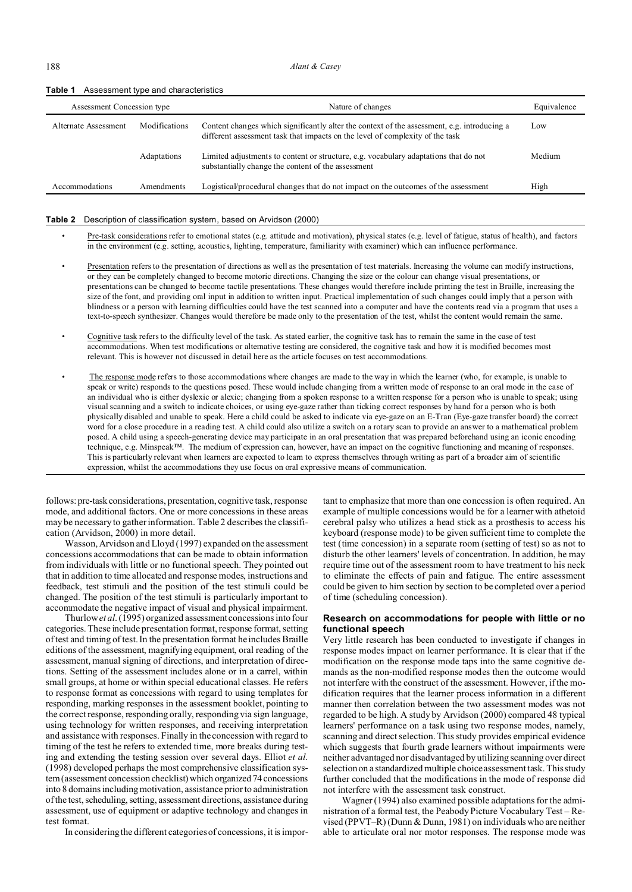**Table 1** Assessment type and characteristics

| Assessment Concession type | | Nature of changes | Equivalence |
|---|---|---|---|
| Alternate Assessment | Modifications | Content changes which significantly alter the context of the assessment, e.g. introducing a different assessment task that impacts on the level of complexity of the task | Low |
| | Adaptations | Limited adjustments to content or structure, e.g. vocabulary adaptations that do not substantially change the content of the assessment | Medium |
| Accommodations | Amendments | Logistical/procedural changes that do not impact on the outcomes of the assessment | High |

**Table 2** Description of classification system, based on Arvidson (2000)

- Pre-task considerations refer to emotional states (e.g. attitude and motivation), physical states (e.g. level of fatigue, status of health), and factors in the environment (e.g. setting, acoustics, lighting, temperature, familiarity with examiner) which can influence performance.
- Presentation refers to the presentation of directions as well as the presentation of test materials. Increasing the volume can modify instructions, or they can be completely changed to become motoric directions. Changing the size or the colour can change visual presentations, or presentations can be changed to become tactile presentations. These changes would therefore include printing the test in Braille, increasing the size of the font, and providing oral input in addition to written input. Practical implementation of such changes could imply that a person with blindness or a person with learning difficulties could have the test scanned into a computer and have the contents read via a program that uses a text-to-speech synthesizer. Changes would therefore be made only to the presentation of the test, whilst the content would remain the same.
- Cognitive task refers to the difficulty level of the task. As stated earlier, the cognitive task has to remain the same in the case of test accommodations. When test modifications or alternative testing are considered, the cognitive task and how it is modified becomes most relevant. This is however not discussed in detail here as the article focuses on test accommodations.
- The response mode refers to those accommodations where changes are made to the way in which the learner (who, for example, is unable to speak or write) responds to the questions posed. These would include changing from a written mode of response to an oral mode in the case of an individual who is either dyslexic or alexic; changing from a spoken response to a written response for a person who is unable to speak; using visual scanning and a switch to indicate choices, or using eye-gaze rather than ticking correct responses by hand for a person who is both physically disabled and unable to speak. Here a child could be asked to indicate via eye-gaze on an E-Tran (Eye-gaze transfer board) the correct word for a close procedure in a reading test. A child could also utilize a switch on a rotary scan to provide an answer to a mathematical problem posed. A child using a speech-generating device may participate in an oral presentation that was prepared beforehand using an iconic encoding technique, e.g. Minspeak™. The medium of expression can, however, have an impact on the cognitive functioning and meaning of responses. This is particularly relevant when learners are expected to learn to express themselves through writing as part of a broader aim of scientific expression, whilst the accommodations they use focus on oral expressive means of communication.

follows: pre-task considerations, presentation, cognitive task, response mode, and additional factors. One or more concessions in these areas may be necessary to gather information. Table 2 describes the classification (Arvidson, 2000) in more detail.

Wasson, Arvidson and Lloyd (1997) expanded on the assessment concessions accommodations that can be made to obtain information from individuals with little or no functional speech. They pointed out that in addition to time allocated and response modes, instructions and feedback, test stimuli and the position of the test stimuli could be changed. The position of the test stimuli is particularly important to accommodate the negative impact of visual and physical impairment.

Thurlow *et al*. (1995) organized assessment concessions into four categories. These include presentation format, response format, setting of test and timing of test. In the presentation format he includes Braille editions of the assessment, magnifying equipment, oral reading of the assessment, manual signing of directions, and interpretation of directions. Setting of the assessment includes alone or in a carrel, within small groups, at home or within special educational classes. He refers to response format as concessions with regard to using templates for responding, marking responses in the assessment booklet, pointing to the correct response, responding orally, responding via sign language, using technology for written responses, and receiving interpretation and assistance with responses. Finally in the concession with regard to timing of the test he refers to extended time, more breaks during testing and extending the testing session over several days. Elliot *et al*. (1998) developed perhaps the most comprehensive classification system (assessment concession checklist) which organized 74 concessions into 8 domains including motivation, assistance prior to administration of the test, scheduling, setting, assessment directions, assistance during assessment, use of equipment or adaptive technology and changes in test format.

In considering the different categories of concessions, it is important to emphasize that more than one concession is often required. An example of multiple concessions would be for a learner with athetoid cerebral palsy who utilizes a head stick as a prosthesis to access his keyboard (response mode) to be given sufficient time to complete the test (time concession) in a separate room (setting of test) so as not to disturb the other learners' levels of concentration. In addition, he may require time out of the assessment room to have treatment to his neck to eliminate the effects of pain and fatigue. The entire assessment could be given to him section by section to be completed over a period of time (scheduling concession).

### Research on accommodations for people with little or no functional speech

Very little research has been conducted to investigate if changes in response modes impact on learner performance. It is clear that if the modification on the response mode taps into the same cognitive demands as the non-modified response modes then the outcome would not interfere with the construct of the assessment. However, if the modification requires that the learner process information in a different manner then correlation between the two assessment modes was not regarded to be high. A study by Arvidson (2000) compared 48 typical learners' performance on a task using two response modes, namely, scanning and direct selection. This study provides empirical evidence which suggests that fourth grade learners without impairments were neither advantaged nor disadvantaged by utilizing scanning over direct selection on a standardized multiple choice assessment task. This study further concluded that the modifications in the mode of response did not interfere with the assessment task construct.

Wagner (1994) also examined possible adaptations for the administration of a formal test, the Peabody Picture Vocabulary Test – Revised (PPVT–R) (Dunn & Dunn, 1981) on individuals who are neither able to articulate oral nor motor responses. The response mode was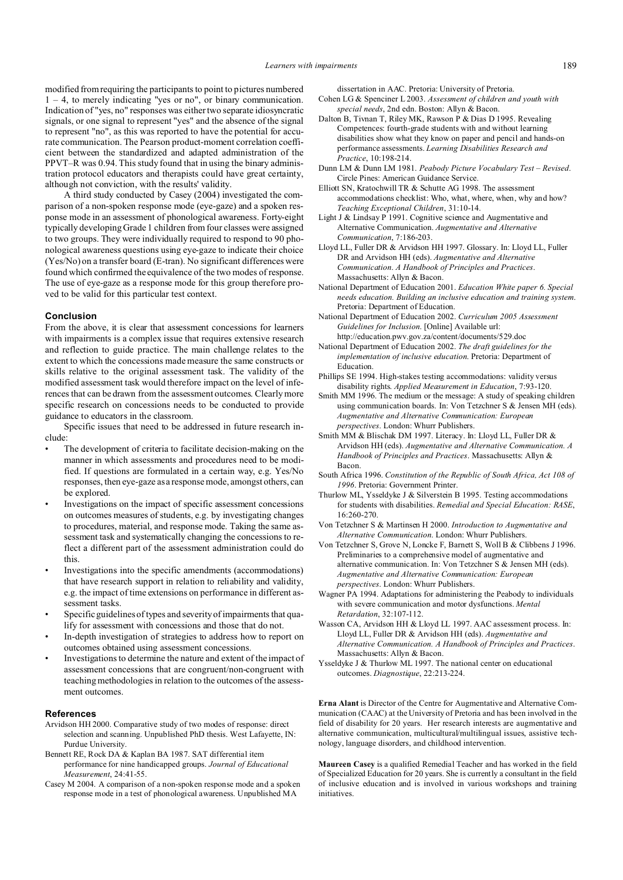modified from requiring the participants to point to pictures numbered 1 – 4, to merely indicating "yes or no", or binary communication. Indication of "yes, no" responses was either two separate idiosyncratic signals, or one signal to represent "yes" and the absence of the signal to represent "no", as this was reported to have the potential for accurate communication. The Pearson product-moment correlation coefficient between the standardized and adapted administration of the PPVT–R was 0.94. This study found that in using the binary administration protocol educators and therapists could have great certainty, although not conviction, with the results' validity.

A third study conducted by Casey (2004) investigated the comparison of a non-spoken response mode (eye-gaze) and a spoken response mode in an assessment of phonological awareness. Forty-eight typically developing Grade 1 children from four classes were assigned to two groups. They were individually required to respond to 90 phonological awareness questions using eye-gaze to indicate their choice (Yes/No) on a transfer board (E-tran). No significant differences were found which confirmed the equivalence of the two modes of response. The use of eye-gaze as a response mode for this group therefore proved to be valid for this particular test context.

### Conclusion

From the above, it is clear that assessment concessions for learners with impairments is a complex issue that requires extensive research and reflection to guide practice. The main challenge relates to the extent to which the concessions made measure the same constructs or skills relative to the original assessment task. The validity of the modified assessment task would therefore impact on the level of inferences that can be drawn from the assessment outcomes. Clearly more specific research on concessions needs to be conducted to provide guidance to educators in the classroom.

Specific issues that need to be addressed in future research include:

- The development of criteria to facilitate decision-making on the manner in which assessments and procedures need to be modified. If questions are formulated in a certain way, e.g. Yes/No responses, then eye-gaze as a response mode, amongst others, can be explored.
- Investigations on the impact of specific assessment concessions on outcomes measures of students, e.g. by investigating changes to procedures, material, and response mode. Taking the same assessment task and systematically changing the concessions to reflect a different part of the assessment administration could do this.
- Investigations into the specific amendments (accommodations) that have research support in relation to reliability and validity, e.g. the impact of time extensions on performance in different assessment tasks.
- Specific guidelines of types and severity of impairments that qualify for assessment with concessions and those that do not.
- In-depth investigation of strategies to address how to report on outcomes obtained using assessment concessions.
- Investigations to determine the nature and extent of the impact of assessment concessions that are congruent/non-congruent with teaching methodologies in relation to the outcomes of the assessment outcomes.

### References

Arvidson HH 2000. Comparative study of two modes of response: direct selection and scanning. Unpublished PhD thesis. West Lafayette, IN: Purdue University.

Bennett RE, Rock DA & Kaplan BA 1987. SAT differential item performance for nine handicapped groups. *Journal of Educational Measurement*, 24:41-55.

Casey M 2004. A comparison of a non-spoken response mode and a spoken response mode in a test of phonological awareness. Unpublished MA dissertation in AAC. Pretoria: University of Pretoria.

Cohen LG & Spenciner L 2003. *Assessment of children and youth with special needs*, 2nd edn. Boston: Allyn & Bacon.

Dalton B, Tivnan T, Riley MK, Rawson P & Dias D 1995. Revealing Competences: fourth-grade students with and without learning disabilities show what they know on paper and pencil and hands-on performance assessments. *Learning Disabilities Research and Practice*, 10:198-214.

Dunn LM & Dunn LM 1981. *Peabody Picture Vocabulary Test – Revised*. Circle Pines: American Guidance Service.

Elliott SN, Kratochwill TR & Schutte AG 1998. The assessment accommodations checklist: Who, what, where, when, why and how? *Teaching Exceptional Children*, 31:10-14.

Light J & Lindsay P 1991. Cognitive science and Augmentative and Alternative Communication. *Augmentative and Alternative Communication*, 7:186-203.

Lloyd LL, Fuller DR & Arvidson HH 1997. Glossary. In: Lloyd LL, Fuller DR and Arvidson HH (eds). *Augmentative and Alternative Communication. A Handbook of Principles and Practices*. Massachusetts: Allyn & Bacon.

National Department of Education 2001. *Education White paper 6. Special needs education. Building an inclusive education and training system*. Pretoria: Department of Education.

National Department of Education 2002. *Curriculum 2005 Assessment Guidelines for Inclusion*. [Online] Available url: http://education.pwv.gov.za/content/documents/529.doc

National Department of Education 2002. *The draft guidelines for the implementation of inclusive education*. Pretoria: Department of Education.

Phillips SE 1994. High-stakes testing accommodations: validity versus disability rights. *Applied Measurement in Education*, 7:93-120.

Smith MM 1996. The medium or the message: A study of speaking children using communication boards. In: Von Tetzchner S & Jensen MH (eds). *Augmentative and Alternative Communication: European perspectives*. London: Whurr Publishers.

Smith MM & Blischak DM 1997. Literacy. In: Lloyd LL, Fuller DR & Arvidson HH (eds). *Augmentative and Alternative Communication. A Handbook of Principles and Practices*. Massachusetts: Allyn & Bacon.

South Africa 1996. *Constitution of the Republic of South Africa, Act 108 of 1996*. Pretoria: Government Printer.

Thurlow ML, Ysseldyke J & Silverstein B 1995. Testing accommodations for students with disabilities. *Remedial and Special Education: RASE*, 16:260-270.

Von Tetzchner S & Martinsen H 2000. *Introduction to Augmentative and Alternative Communication*. London: Whurr Publishers.

Von Tetzchner S, Grove N, Loncke F, Barnett S, Woll B & Clibbens J 1996. Preliminaries to a comprehensive model of augmentative and alternative communication. In: Von Tetzchner S & Jensen MH (eds). *Augmentative and Alternative Communication: European perspectives*. London: Whurr Publishers.

Wagner PA 1994. Adaptations for administering the Peabody to individuals with severe communication and motor dysfunctions. *Mental Retardation*, 32:107-112.

Wasson CA, Arvidson HH & Lloyd LL 1997. AAC assessment process. In: Lloyd LL, Fuller DR & Arvidson HH (eds). *Augmentative and Alternative Communication. A Handbook of Principles and Practices*. Massachusetts: Allyn & Bacon.

Ysseldyke J & Thurlow ML 1997. The national center on educational outcomes. *Diagnostique*, 22:213-224.

**Erna Alant** is Director of the Centre for Augmentative and Alternative Communication (CAAC) at the University of Pretoria and has been involved in the field of disability for 20 years. Her research interests are augmentative and alternative communication, multicultural/multilingual issues, assistive technology, language disorders, and childhood intervention.

**Maureen Casey** is a qualified Remedial Teacher and has worked in the field of Specialized Education for 20 years. She is currently a consultant in the field of inclusive education and is involved in various workshops and training initiatives.